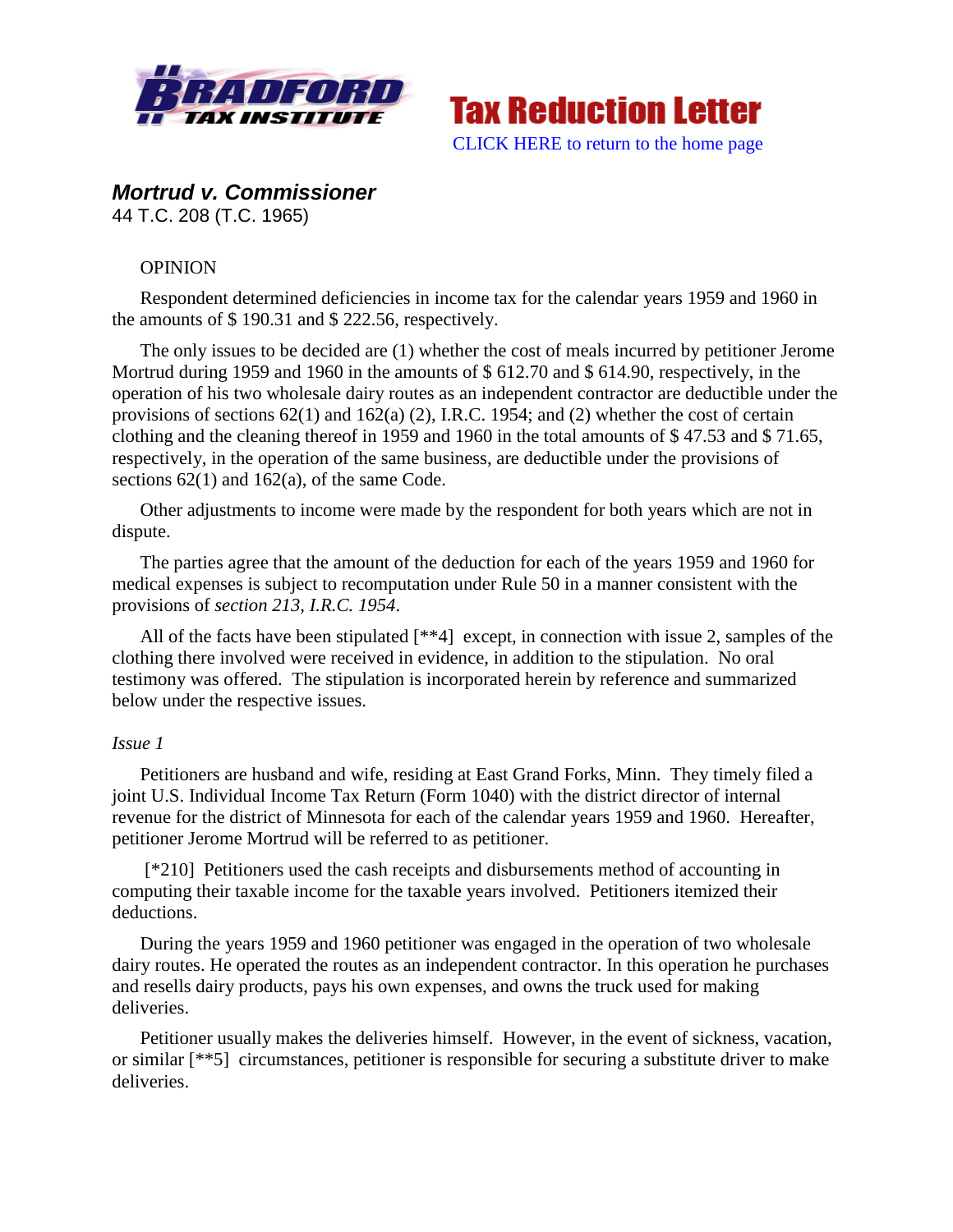Tax Reduction Letter

CLICK HERE to return to the home page

## *Mortrud v. Commissioner*

44 T.C. 208 (T.C. 1965)

OPINION

Respondent determined deficiencies in income tax for the calendar years 1959 and 1960 in the amounts of $ 190.31 and $ 222.56, respectively.

The only issues to be decided are (1) whether the cost of meals incurred by petitioner Jerome Mortrud during 1959 and 1960 in the amounts of $ 612.70 and $ 614.90, respectively, in the operation of his two wholesale dairy routes as an independent contractor are deductible under the provisions of sections 62(1) and 162(a) (2), I.R.C. 1954; and (2) whether the cost of certain clothing and the cleaning thereof in 1959 and 1960 in the total amounts of $ 47.53 and $ 71.65, respectively, in the operation of the same business, are deductible under the provisions of sections 62(1) and 162(a), of the same Code.

Other adjustments to income were made by the respondent for both years which are not in dispute.

The parties agree that the amount of the deduction for each of the years 1959 and 1960 for medical expenses is subject to recomputation under Rule 50 in a manner consistent with the provisions of *section 213, I.R.C. 1954*.

All of the facts have been stipulated [**4] except, in connection with issue 2, samples of the clothing there involved were received in evidence, in addition to the stipulation. No oral testimony was offered. The stipulation is incorporated herein by reference and summarized below under the respective issues.

*Issue 1*

Petitioners are husband and wife, residing at East Grand Forks, Minn. They timely filed a joint U.S. Individual Income Tax Return (Form 1040) with the district director of internal revenue for the district of Minnesota for each of the calendar years 1959 and 1960. Hereafter, petitioner Jerome Mortrud will be referred to as petitioner.

[*210] Petitioners used the cash receipts and disbursements method of accounting in computing their taxable income for the taxable years involved. Petitioners itemized their deductions.

During the years 1959 and 1960 petitioner was engaged in the operation of two wholesale dairy routes. He operated the routes as an independent contractor. In this operation he purchases and resells dairy products, pays his own expenses, and owns the truck used for making deliveries.

Petitioner usually makes the deliveries himself. However, in the event of sickness, vacation, or similar [**5] circumstances, petitioner is responsible for securing a substitute driver to make deliveries.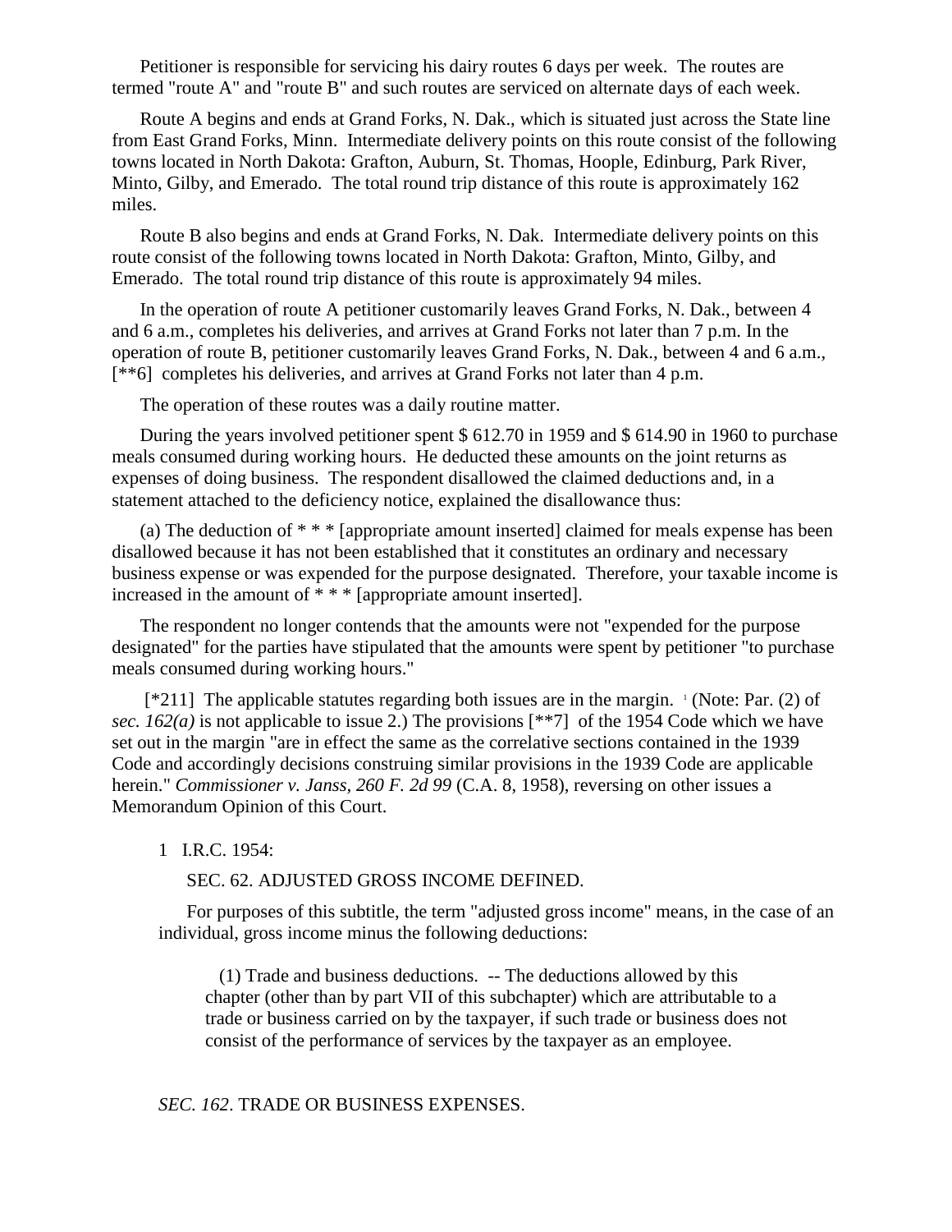Petitioner is responsible for servicing his dairy routes 6 days per week. The routes are termed "route A" and "route B" and such routes are serviced on alternate days of each week.

Route A begins and ends at Grand Forks, N. Dak., which is situated just across the State line from East Grand Forks, Minn. Intermediate delivery points on this route consist of the following towns located in North Dakota: Grafton, Auburn, St. Thomas, Hoople, Edinburg, Park River, Minto, Gilby, and Emerado. The total round trip distance of this route is approximately 162 miles.

Route B also begins and ends at Grand Forks, N. Dak. Intermediate delivery points on this route consist of the following towns located in North Dakota: Grafton, Minto, Gilby, and Emerado. The total round trip distance of this route is approximately 94 miles.

In the operation of route A petitioner customarily leaves Grand Forks, N. Dak., between 4 and 6 a.m., completes his deliveries, and arrives at Grand Forks not later than 7 p.m. In the operation of route B, petitioner customarily leaves Grand Forks, N. Dak., between 4 and 6 a.m., [**6] completes his deliveries, and arrives at Grand Forks not later than 4 p.m.

The operation of these routes was a daily routine matter.

During the years involved petitioner spent $ 612.70 in 1959 and $ 614.90 in 1960 to purchase meals consumed during working hours. He deducted these amounts on the joint returns as expenses of doing business. The respondent disallowed the claimed deductions and, in a statement attached to the deficiency notice, explained the disallowance thus:

(a) The deduction of * * * [appropriate amount inserted] claimed for meals expense has been disallowed because it has not been established that it constitutes an ordinary and necessary business expense or was expended for the purpose designated. Therefore, your taxable income is increased in the amount of * * * [appropriate amount inserted].

The respondent no longer contends that the amounts were not "expended for the purpose designated" for the parties have stipulated that the amounts were spent by petitioner "to purchase meals consumed during working hours."

[*211] The applicable statutes regarding both issues are in the margin. [1] (Note: Par. (2) of *sec. 162(a)* is not applicable to issue 2.) The provisions [**7] of the 1954 Code which we have set out in the margin "are in effect the same as the correlative sections contained in the 1939 Code and accordingly decisions construing similar provisions in the 1939 Code are applicable herein." *Commissioner v. Janss, 260 F. 2d 99* (C.A. 8, 1958), reversing on other issues a Memorandum Opinion of this Court.

1 I.R.C. 1954:

SEC. 62. ADJUSTED GROSS INCOME DEFINED.

For purposes of this subtitle, the term "adjusted gross income" means, in the case of an individual, gross income minus the following deductions:

> (1) Trade and business deductions. -- The deductions allowed by this chapter (other than by part VII of this subchapter) which are attributable to a trade or business carried on by the taxpayer, if such trade or business does not consist of the performance of services by the taxpayer as an employee.

*SEC. 162*. TRADE OR BUSINESS EXPENSES.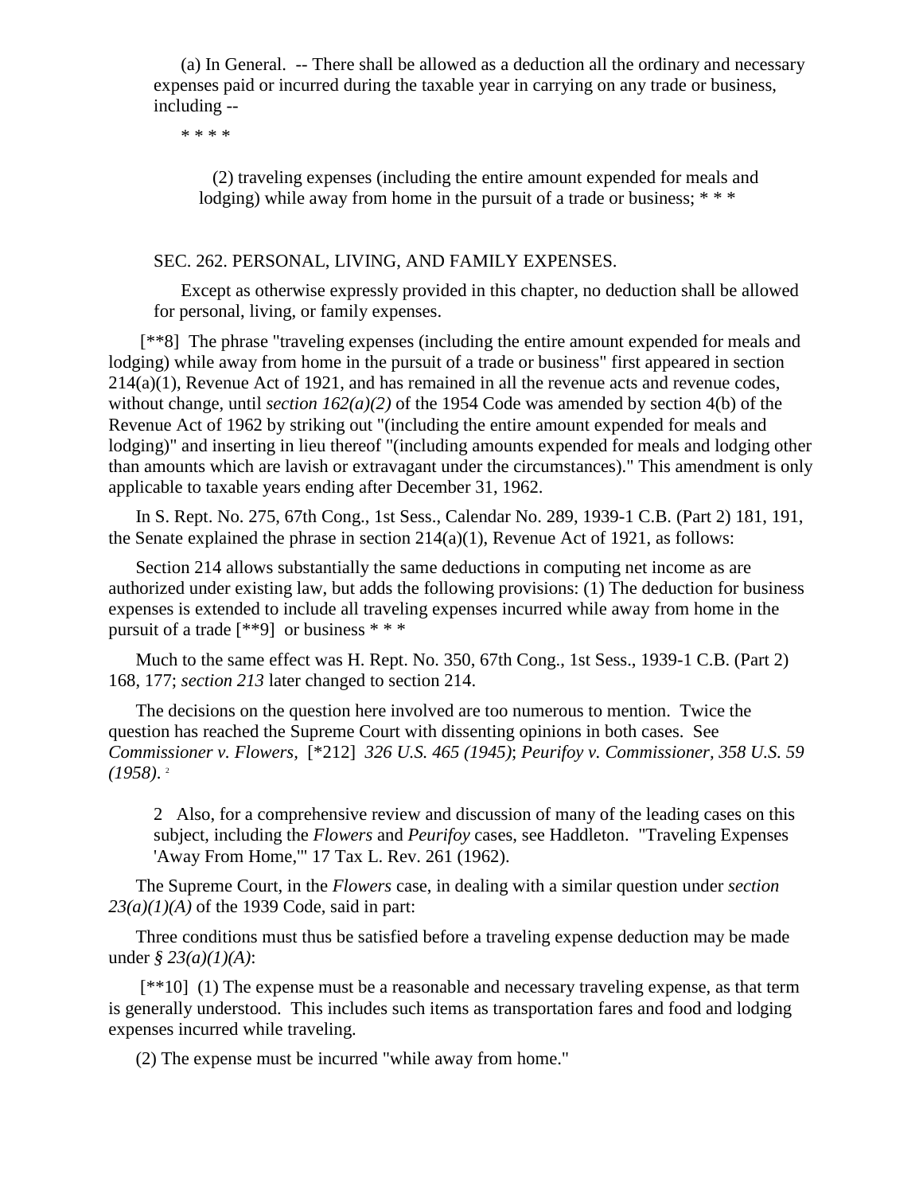> (a) In General. -- There shall be allowed as a deduction all the ordinary and necessary expenses paid or incurred during the taxable year in carrying on any trade or business, including --
>
> * * * *
>
> > (2) traveling expenses (including the entire amount expended for meals and lodging) while away from home in the pursuit of a trade or business; * * *
>
> SEC. 262. PERSONAL, LIVING, AND FAMILY EXPENSES.
>
> Except as otherwise expressly provided in this chapter, no deduction shall be allowed for personal, living, or family expenses.

[**8] The phrase "traveling expenses (including the entire amount expended for meals and lodging) while away from home in the pursuit of a trade or business" first appeared in section 214(a)(1), Revenue Act of 1921, and has remained in all the revenue acts and revenue codes, without change, until *section 162(a)(2)* of the 1954 Code was amended by section 4(b) of the Revenue Act of 1962 by striking out "(including the entire amount expended for meals and lodging)" and inserting in lieu thereof "(including amounts expended for meals and lodging other than amounts which are lavish or extravagant under the circumstances)." This amendment is only applicable to taxable years ending after December 31, 1962.

In S. Rept. No. 275, 67th Cong., 1st Sess., Calendar No. 289, 1939-1 C.B. (Part 2) 181, 191, the Senate explained the phrase in section 214(a)(1), Revenue Act of 1921, as follows:

Section 214 allows substantially the same deductions in computing net income as are authorized under existing law, but adds the following provisions: (1) The deduction for business expenses is extended to include all traveling expenses incurred while away from home in the pursuit of a trade [**9] or business * * *

Much to the same effect was H. Rept. No. 350, 67th Cong., 1st Sess., 1939-1 C.B. (Part 2) 168, 177; *section 213* later changed to section 214.

The decisions on the question here involved are too numerous to mention. Twice the question has reached the Supreme Court with dissenting opinions in both cases. See *Commissioner v. Flowers,* [*212] *326 U.S. 465 (1945)*; *Peurifoy v. Commissioner, 358 U.S. 59 (1958)*. [2]

> 2 Also, for a comprehensive review and discussion of many of the leading cases on this subject, including the *Flowers* and *Peurifoy* cases, see Haddleton. "Traveling Expenses 'Away From Home,'" 17 Tax L. Rev. 261 (1962).

The Supreme Court, in the *Flowers* case, in dealing with a similar question under *section 23(a)(1)(A)* of the 1939 Code, said in part:

Three conditions must thus be satisfied before a traveling expense deduction may be made under *§ 23(a)(1)(A)*:

[**10] (1) The expense must be a reasonable and necessary traveling expense, as that term is generally understood. This includes such items as transportation fares and food and lodging expenses incurred while traveling.

(2) The expense must be incurred "while away from home."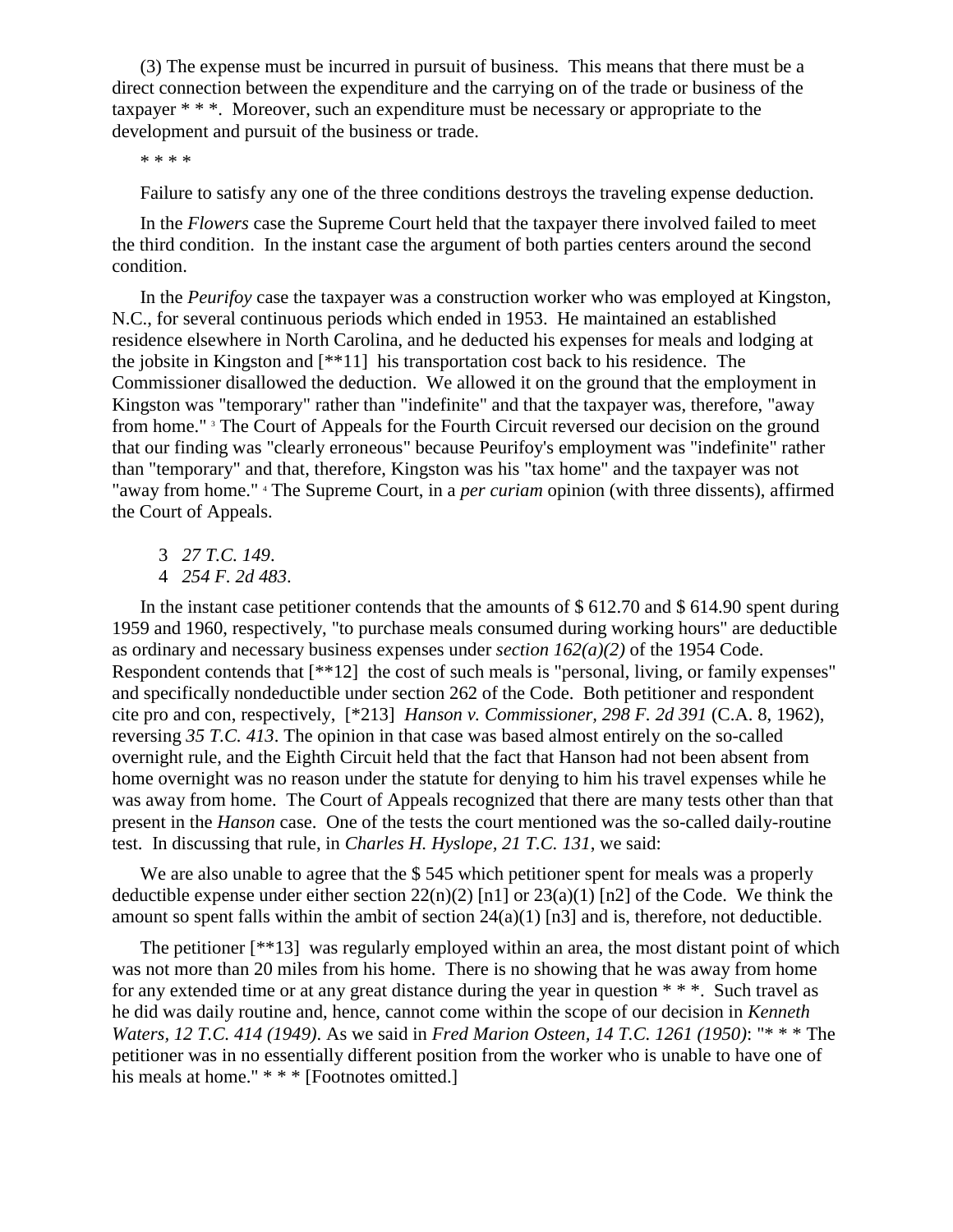(3) The expense must be incurred in pursuit of business. This means that there must be a direct connection between the expenditure and the carrying on of the trade or business of the taxpayer * * *. Moreover, such an expenditure must be necessary or appropriate to the development and pursuit of the business or trade.

* * * *

Failure to satisfy any one of the three conditions destroys the traveling expense deduction.

In the *Flowers* case the Supreme Court held that the taxpayer there involved failed to meet the third condition. In the instant case the argument of both parties centers around the second condition.

In the *Peurifoy* case the taxpayer was a construction worker who was employed at Kingston, N.C., for several continuous periods which ended in 1953. He maintained an established residence elsewhere in North Carolina, and he deducted his expenses for meals and lodging at the jobsite in Kingston and [**11] his transportation cost back to his residence. The Commissioner disallowed the deduction. We allowed it on the ground that the employment in Kingston was "temporary" rather than "indefinite" and that the taxpayer was, therefore, "away from home." [3] The Court of Appeals for the Fourth Circuit reversed our decision on the ground that our finding was "clearly erroneous" because Peurifoy's employment was "indefinite" rather than "temporary" and that, therefore, Kingston was his "tax home" and the taxpayer was not "away from home." [4] The Supreme Court, in a *per curiam* opinion (with three dissents), affirmed the Court of Appeals.

3 *27 T.C. 149*.
4 *254 F. 2d 483*.

In the instant case petitioner contends that the amounts of $ 612.70 and $ 614.90 spent during 1959 and 1960, respectively, "to purchase meals consumed during working hours" are deductible as ordinary and necessary business expenses under *section 162(a)(2)* of the 1954 Code. Respondent contends that [**12] the cost of such meals is "personal, living, or family expenses" and specifically nondeductible under section 262 of the Code. Both petitioner and respondent cite pro and con, respectively, [*213] *Hanson v. Commissioner, 298 F. 2d 391* (C.A. 8, 1962), reversing *35 T.C. 413*. The opinion in that case was based almost entirely on the so-called overnight rule, and the Eighth Circuit held that the fact that Hanson had not been absent from home overnight was no reason under the statute for denying to him his travel expenses while he was away from home. The Court of Appeals recognized that there are many tests other than that present in the *Hanson* case. One of the tests the court mentioned was the so-called daily-routine test. In discussing that rule, in *Charles H. Hyslope, 21 T.C. 131*, we said:

We are also unable to agree that the $ 545 which petitioner spent for meals was a properly deductible expense under either section 22(n)(2) [n1] or 23(a)(1) [n2] of the Code. We think the amount so spent falls within the ambit of section 24(a)(1) [n3] and is, therefore, not deductible.

The petitioner [**13] was regularly employed within an area, the most distant point of which was not more than 20 miles from his home. There is no showing that he was away from home for any extended time or at any great distance during the year in question * * *. Such travel as he did was daily routine and, hence, cannot come within the scope of our decision in *Kenneth Waters, 12 T.C. 414 (1949)*. As we said in *Fred Marion Osteen, 14 T.C. 1261 (1950)*: "* * * The petitioner was in no essentially different position from the worker who is unable to have one of his meals at home." * * * [Footnotes omitted.]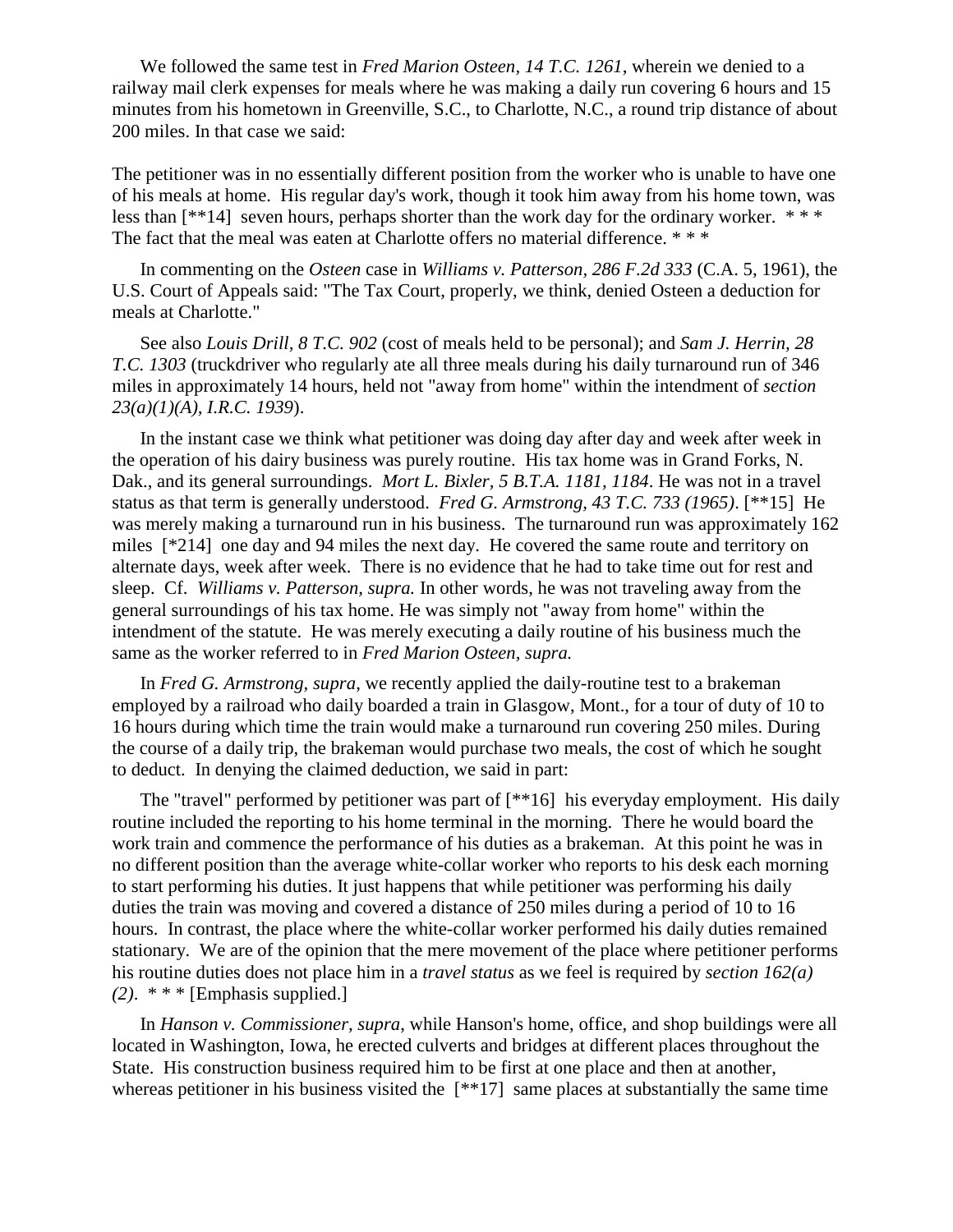We followed the same test in *Fred Marion Osteen, 14 T.C. 1261*, wherein we denied to a railway mail clerk expenses for meals where he was making a daily run covering 6 hours and 15 minutes from his hometown in Greenville, S.C., to Charlotte, N.C., a round trip distance of about 200 miles. In that case we said:

The petitioner was in no essentially different position from the worker who is unable to have one of his meals at home. His regular day's work, though it took him away from his home town, was less than [**14] seven hours, perhaps shorter than the work day for the ordinary worker. * * * The fact that the meal was eaten at Charlotte offers no material difference. * * *

In commenting on the *Osteen* case in *Williams v. Patterson, 286 F.2d 333* (C.A. 5, 1961), the U.S. Court of Appeals said: "The Tax Court, properly, we think, denied Osteen a deduction for meals at Charlotte."

See also *Louis Drill, 8 T.C. 902* (cost of meals held to be personal); and *Sam J. Herrin, 28 T.C. 1303* (truckdriver who regularly ate all three meals during his daily turnaround run of 346 miles in approximately 14 hours, held not "away from home" within the intendment of *section 23(a)(1)(A), I.R.C. 1939*).

In the instant case we think what petitioner was doing day after day and week after week in the operation of his dairy business was purely routine. His tax home was in Grand Forks, N. Dak., and its general surroundings. *Mort L. Bixler, 5 B.T.A. 1181, 1184*. He was not in a travel status as that term is generally understood. *Fred G. Armstrong, 43 T.C. 733 (1965)*. [**15] He was merely making a turnaround run in his business. The turnaround run was approximately 162 miles [*214] one day and 94 miles the next day. He covered the same route and territory on alternate days, week after week. There is no evidence that he had to take time out for rest and sleep. Cf. *Williams v. Patterson, supra.* In other words, he was not traveling away from the general surroundings of his tax home. He was simply not "away from home" within the intendment of the statute. He was merely executing a daily routine of his business much the same as the worker referred to in *Fred Marion Osteen, supra.*

In *Fred G. Armstrong, supra*, we recently applied the daily-routine test to a brakeman employed by a railroad who daily boarded a train in Glasgow, Mont., for a tour of duty of 10 to 16 hours during which time the train would make a turnaround run covering 250 miles. During the course of a daily trip, the brakeman would purchase two meals, the cost of which he sought to deduct. In denying the claimed deduction, we said in part:

The "travel" performed by petitioner was part of [**16] his everyday employment. His daily routine included the reporting to his home terminal in the morning. There he would board the work train and commence the performance of his duties as a brakeman. At this point he was in no different position than the average white-collar worker who reports to his desk each morning to start performing his duties. It just happens that while petitioner was performing his daily duties the train was moving and covered a distance of 250 miles during a period of 10 to 16 hours. In contrast, the place where the white-collar worker performed his daily duties remained stationary. We are of the opinion that the mere movement of the place where petitioner performs his routine duties does not place him in a *travel status* as we feel is required by *section 162(a)(2)*. * * * [Emphasis supplied.]

In *Hanson v. Commissioner, supra*, while Hanson's home, office, and shop buildings were all located in Washington, Iowa, he erected culverts and bridges at different places throughout the State. His construction business required him to be first at one place and then at another, whereas petitioner in his business visited the [**17] same places at substantially the same time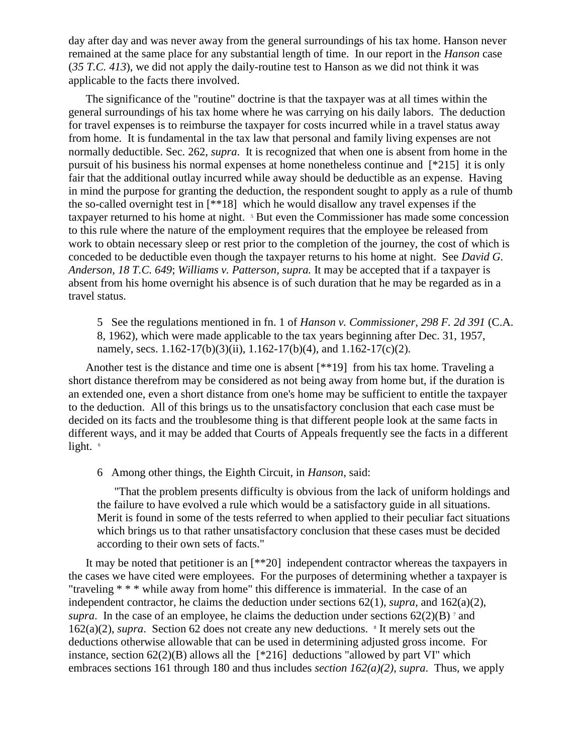day after day and was never away from the general surroundings of his tax home. Hanson never remained at the same place for any substantial length of time. In our report in the *Hanson* case (*35 T.C. 413*), we did not apply the daily-routine test to Hanson as we did not think it was applicable to the facts there involved.

The significance of the "routine" doctrine is that the taxpayer was at all times within the general surroundings of his tax home where he was carrying on his daily labors. The deduction for travel expenses is to reimburse the taxpayer for costs incurred while in a travel status away from home. It is fundamental in the tax law that personal and family living expenses are not normally deductible. Sec. 262, *supra*. It is recognized that when one is absent from home in the pursuit of his business his normal expenses at home nonetheless continue and [*215] it is only fair that the additional outlay incurred while away should be deductible as an expense. Having in mind the purpose for granting the deduction, the respondent sought to apply as a rule of thumb the so-called overnight test in [**18] which he would disallow any travel expenses if the taxpayer returned to his home at night. [5] But even the Commissioner has made some concession to this rule where the nature of the employment requires that the employee be released from work to obtain necessary sleep or rest prior to the completion of the journey, the cost of which is conceded to be deductible even though the taxpayer returns to his home at night. See *David G. Anderson, 18 T.C. 649*; *Williams v. Patterson, supra.* It may be accepted that if a taxpayer is absent from his home overnight his absence is of such duration that he may be regarded as in a travel status.

5 See the regulations mentioned in fn. 1 of *Hanson v. Commissioner, 298 F. 2d 391* (C.A. 8, 1962), which were made applicable to the tax years beginning after Dec. 31, 1957, namely, secs. 1.162-17(b)(3)(ii), 1.162-17(b)(4), and 1.162-17(c)(2).

Another test is the distance and time one is absent [**19] from his tax home. Traveling a short distance therefrom may be considered as not being away from home but, if the duration is an extended one, even a short distance from one's home may be sufficient to entitle the taxpayer to the deduction. All of this brings us to the unsatisfactory conclusion that each case must be decided on its facts and the troublesome thing is that different people look at the same facts in different ways, and it may be added that Courts of Appeals frequently see the facts in a different light. [6]

6 Among other things, the Eighth Circuit, in *Hanson*, said:

> "That the problem presents difficulty is obvious from the lack of uniform holdings and the failure to have evolved a rule which would be a satisfactory guide in all situations. Merit is found in some of the tests referred to when applied to their peculiar fact situations which brings us to that rather unsatisfactory conclusion that these cases must be decided according to their own sets of facts."

It may be noted that petitioner is an [**20] independent contractor whereas the taxpayers in the cases we have cited were employees. For the purposes of determining whether a taxpayer is "traveling * * * while away from home" this difference is immaterial. In the case of an independent contractor, he claims the deduction under sections 62(1), *supra*, and 162(a)(2), *supra*. In the case of an employee, he claims the deduction under sections 62(2)(B) [7] and 162(a)(2), *supra*. Section 62 does not create any new deductions. [8] It merely sets out the deductions otherwise allowable that can be used in determining adjusted gross income. For instance, section 62(2)(B) allows all the [*216] deductions "allowed by part VI" which embraces sections 161 through 180 and thus includes *section 162(a)(2), supra*. Thus, we apply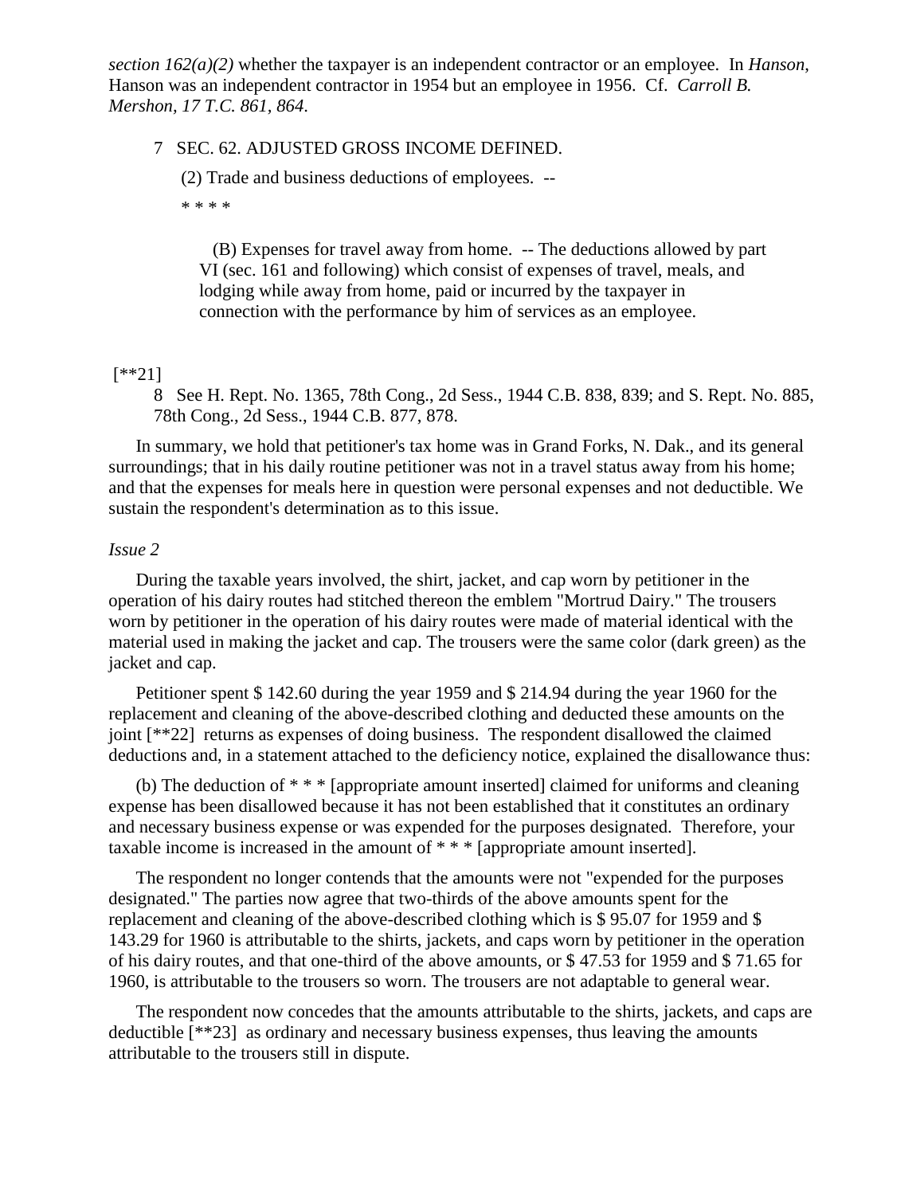*section 162(a)(2)* whether the taxpayer is an independent contractor or an employee. In *Hanson*, Hanson was an independent contractor in 1954 but an employee in 1956. Cf. *Carroll B. Mershon, 17 T.C. 861, 864*.

7 SEC. 62. ADJUSTED GROSS INCOME DEFINED.

(2) Trade and business deductions of employees. --

* * * *

(B) Expenses for travel away from home. -- The deductions allowed by part VI (sec. 161 and following) which consist of expenses of travel, meals, and lodging while away from home, paid or incurred by the taxpayer in connection with the performance by him of services as an employee.

[**21]

8 See H. Rept. No. 1365, 78th Cong., 2d Sess., 1944 C.B. 838, 839; and S. Rept. No. 885, 78th Cong., 2d Sess., 1944 C.B. 877, 878.

In summary, we hold that petitioner's tax home was in Grand Forks, N. Dak., and its general surroundings; that in his daily routine petitioner was not in a travel status away from his home; and that the expenses for meals here in question were personal expenses and not deductible. We sustain the respondent's determination as to this issue.

*Issue 2*

During the taxable years involved, the shirt, jacket, and cap worn by petitioner in the operation of his dairy routes had stitched thereon the emblem "Mortrud Dairy." The trousers worn by petitioner in the operation of his dairy routes were made of material identical with the material used in making the jacket and cap. The trousers were the same color (dark green) as the jacket and cap.

Petitioner spent $ 142.60 during the year 1959 and $ 214.94 during the year 1960 for the replacement and cleaning of the above-described clothing and deducted these amounts on the joint [**22] returns as expenses of doing business. The respondent disallowed the claimed deductions and, in a statement attached to the deficiency notice, explained the disallowance thus:

(b) The deduction of * * * [appropriate amount inserted] claimed for uniforms and cleaning expense has been disallowed because it has not been established that it constitutes an ordinary and necessary business expense or was expended for the purposes designated. Therefore, your taxable income is increased in the amount of * * * [appropriate amount inserted].

The respondent no longer contends that the amounts were not "expended for the purposes designated." The parties now agree that two-thirds of the above amounts spent for the replacement and cleaning of the above-described clothing which is $ 95.07 for 1959 and $ 143.29 for 1960 is attributable to the shirts, jackets, and caps worn by petitioner in the operation of his dairy routes, and that one-third of the above amounts, or $ 47.53 for 1959 and $ 71.65 for 1960, is attributable to the trousers so worn. The trousers are not adaptable to general wear.

The respondent now concedes that the amounts attributable to the shirts, jackets, and caps are deductible [**23] as ordinary and necessary business expenses, thus leaving the amounts attributable to the trousers still in dispute.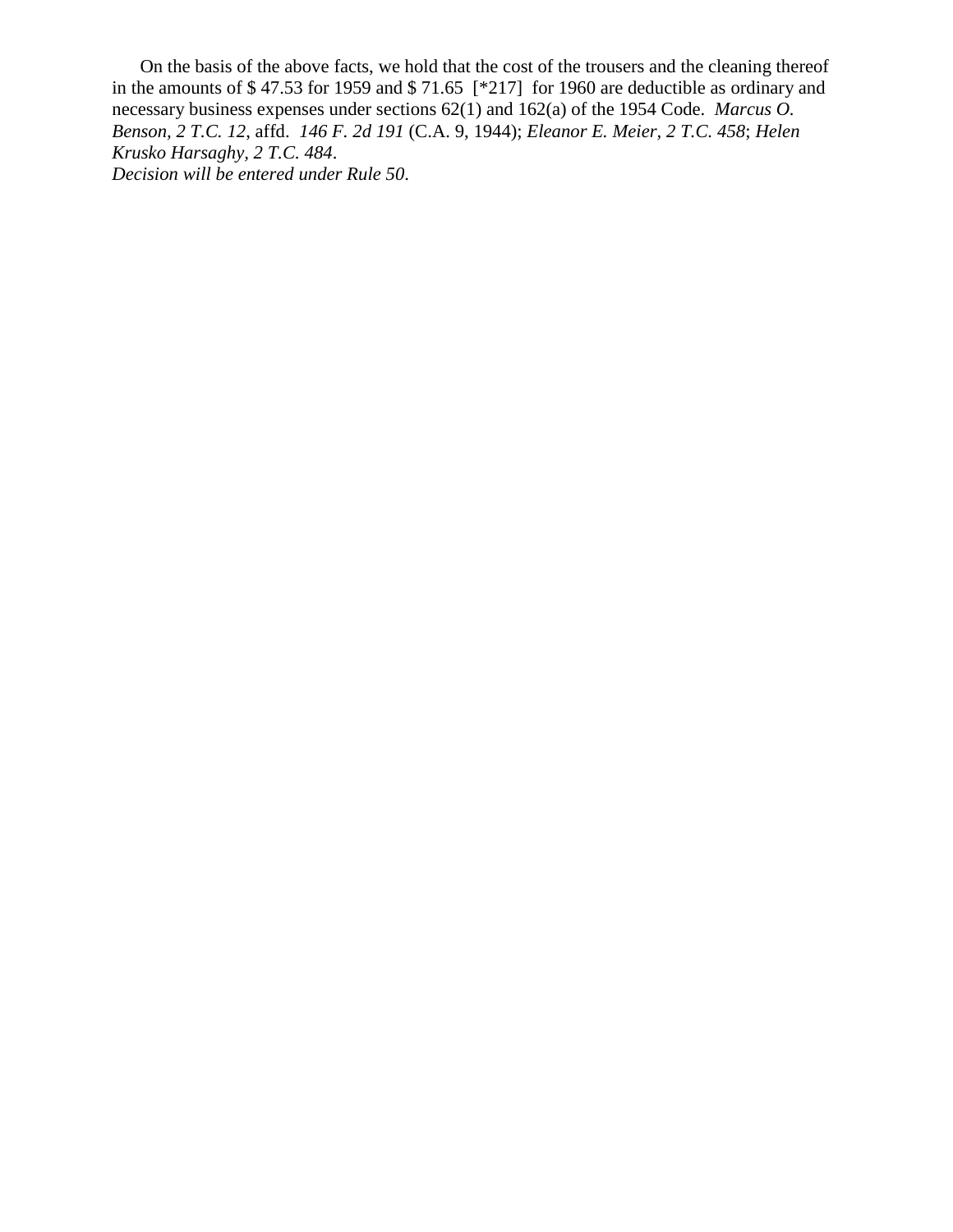On the basis of the above facts, we hold that the cost of the trousers and the cleaning thereof in the amounts of $ 47.53 for 1959 and $ 71.65 [*217] for 1960 are deductible as ordinary and necessary business expenses under sections 62(1) and 162(a) of the 1954 Code. *Marcus O. Benson, 2 T.C. 12*, affd. *146 F. 2d 191* (C.A. 9, 1944); *Eleanor E. Meier, 2 T.C. 458*; *Helen Krusko Harsaghy, 2 T.C. 484*.

*Decision will be entered under Rule 50.*